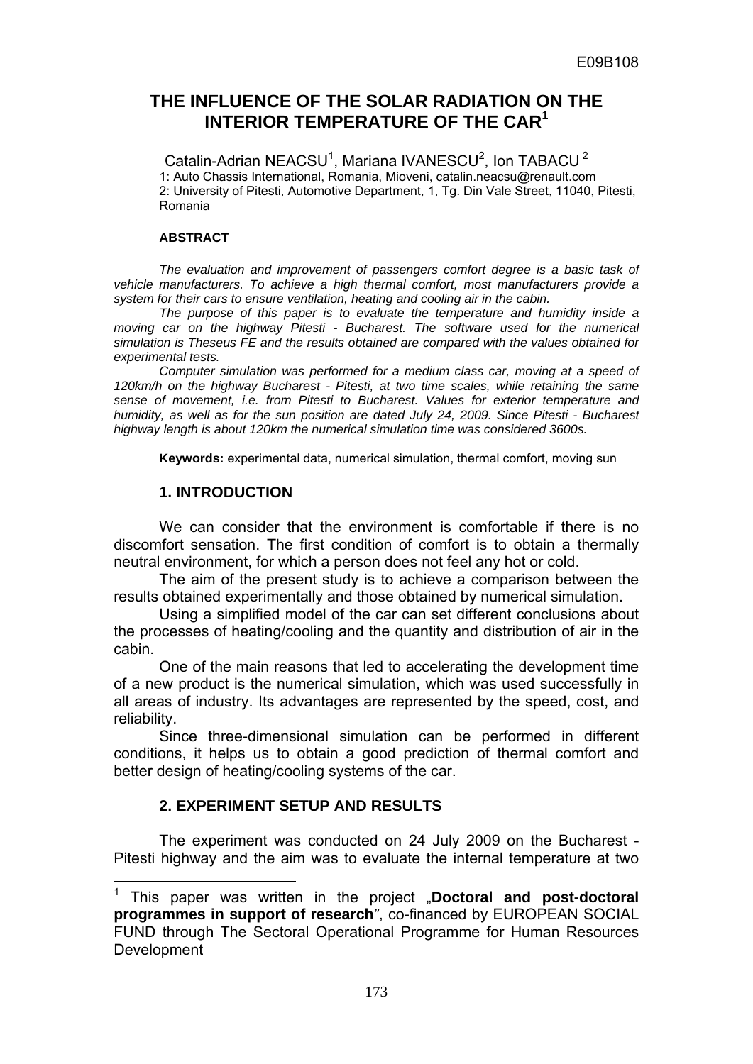# THE INFLUENCE OF THE SOLAR RADIATION ON THE INTERIOR TEMPERATURE OF THE CAR[1]

Catalin-Adrian NEACSU[1], Mariana IVANESCU[2], Ion TABACU[2]

1: Auto Chassis International, Romania, Mioveni, catalin.neacsu@renault.com
2: University of Pitesti, Automotive Department, 1, Tg. Din Vale Street, 11040, Pitesti, Romania

#### ABSTRACT

*The evaluation and improvement of passengers comfort degree is a basic task of vehicle manufacturers. To achieve a high thermal comfort, most manufacturers provide a system for their cars to ensure ventilation, heating and cooling air in the cabin.*

*The purpose of this paper is to evaluate the temperature and humidity inside a moving car on the highway Pitesti - Bucharest. The software used for the numerical simulation is Theseus FE and the results obtained are compared with the values obtained for experimental tests.*

*Computer simulation was performed for a medium class car, moving at a speed of 120km/h on the highway Bucharest - Pitesti, at two time scales, while retaining the same sense of movement, i.e. from Pitesti to Bucharest. Values for exterior temperature and humidity, as well as for the sun position are dated July 24, 2009. Since Pitesti - Bucharest highway length is about 120km the numerical simulation time was considered 3600s.*

**Keywords:** experimental data, numerical simulation, thermal comfort, moving sun

## 1. INTRODUCTION

We can consider that the environment is comfortable if there is no discomfort sensation. The first condition of comfort is to obtain a thermally neutral environment, for which a person does not feel any hot or cold.

The aim of the present study is to achieve a comparison between the results obtained experimentally and those obtained by numerical simulation.

Using a simplified model of the car can set different conclusions about the processes of heating/cooling and the quantity and distribution of air in the cabin.

One of the main reasons that led to accelerating the development time of a new product is the numerical simulation, which was used successfully in all areas of industry. Its advantages are represented by the speed, cost, and reliability.

Since three-dimensional simulation can be performed in different conditions, it helps us to obtain a good prediction of thermal comfort and better design of heating/cooling systems of the car.

## 2. EXPERIMENT SETUP AND RESULTS

The experiment was conducted on 24 July 2009 on the Bucharest - Pitesti highway and the aim was to evaluate the internal temperature at two

---

[1] This paper was written in the project „**Doctoral and post-doctoral programmes in support of research**", co-financed by EUROPEAN SOCIAL FUND through The Sectoral Operational Programme for Human Resources Development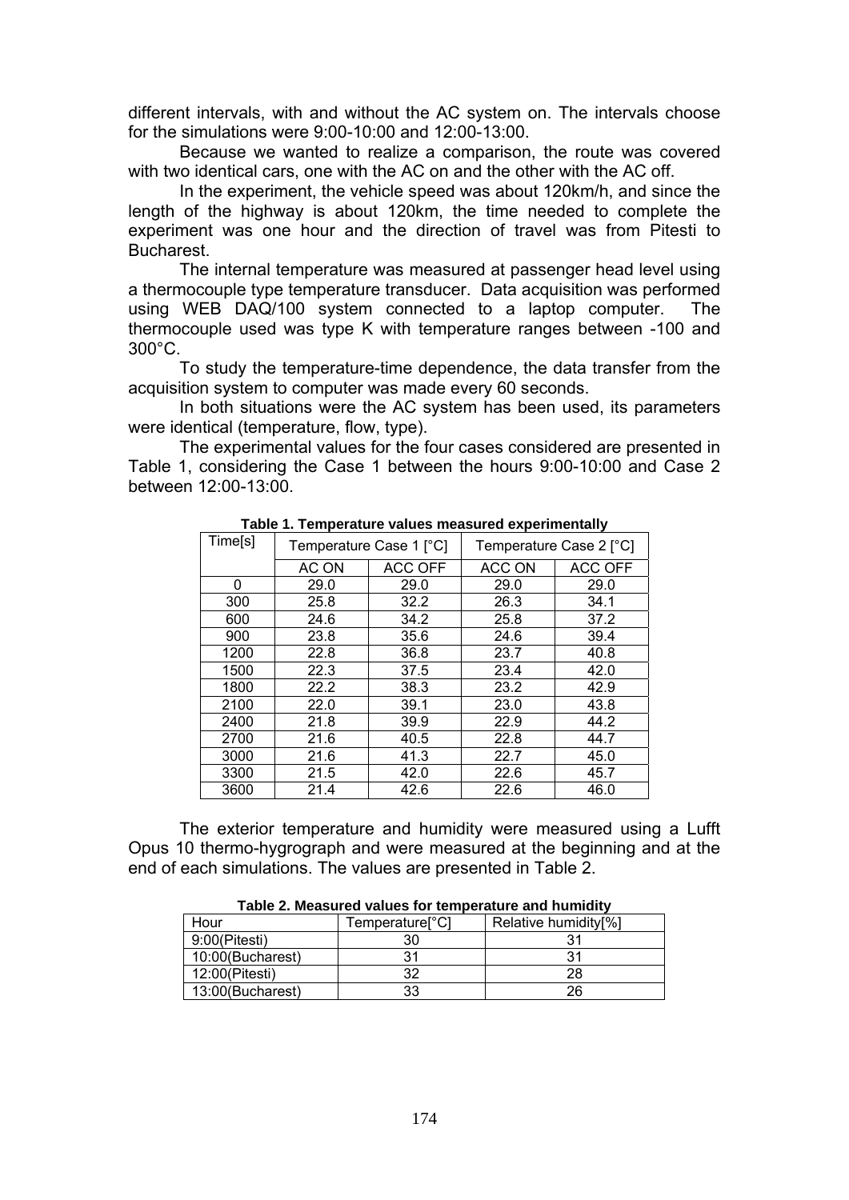different intervals, with and without the AC system on. The intervals choose for the simulations were 9:00-10:00 and 12:00-13:00.

Because we wanted to realize a comparison, the route was covered with two identical cars, one with the AC on and the other with the AC off.

In the experiment, the vehicle speed was about 120km/h, and since the length of the highway is about 120km, the time needed to complete the experiment was one hour and the direction of travel was from Pitesti to Bucharest.

The internal temperature was measured at passenger head level using a thermocouple type temperature transducer. Data acquisition was performed using WEB DAQ/100 system connected to a laptop computer. The thermocouple used was type K with temperature ranges between -100 and 300°C.

To study the temperature-time dependence, the data transfer from the acquisition system to computer was made every 60 seconds.

In both situations were the AC system has been used, its parameters were identical (temperature, flow, type).

The experimental values for the four cases considered are presented in Table 1, considering the Case 1 between the hours 9:00-10:00 and Case 2 between 12:00-13:00.

**Table 1. Temperature values measured experimentally**

| Time[s] | Temperature Case 1 [°C] | | Temperature Case 2 [°C] | |
|---|---|---|---|---|
| | AC ON | ACC OFF | ACC ON | ACC OFF |
| 0 | 29.0 | 29.0 | 29.0 | 29.0 |
| 300 | 25.8 | 32.2 | 26.3 | 34.1 |
| 600 | 24.6 | 34.2 | 25.8 | 37.2 |
| 900 | 23.8 | 35.6 | 24.6 | 39.4 |
| 1200 | 22.8 | 36.8 | 23.7 | 40.8 |
| 1500 | 22.3 | 37.5 | 23.4 | 42.0 |
| 1800 | 22.2 | 38.3 | 23.2 | 42.9 |
| 2100 | 22.0 | 39.1 | 23.0 | 43.8 |
| 2400 | 21.8 | 39.9 | 22.9 | 44.2 |
| 2700 | 21.6 | 40.5 | 22.8 | 44.7 |
| 3000 | 21.6 | 41.3 | 22.7 | 45.0 |
| 3300 | 21.5 | 42.0 | 22.6 | 45.7 |
| 3600 | 21.4 | 42.6 | 22.6 | 46.0 |

The exterior temperature and humidity were measured using a Lufft Opus 10 thermo-hygrograph and were measured at the beginning and at the end of each simulations. The values are presented in Table 2.

**Table 2. Measured values for temperature and humidity**

| Hour | Temperature[°C] | Relative humidity[%] |
|---|---|---|
| 9:00(Pitesti) | 30 | 31 |
| 10:00(Bucharest) | 31 | 31 |
| 12:00(Pitesti) | 32 | 28 |
| 13:00(Bucharest) | 33 | 26 |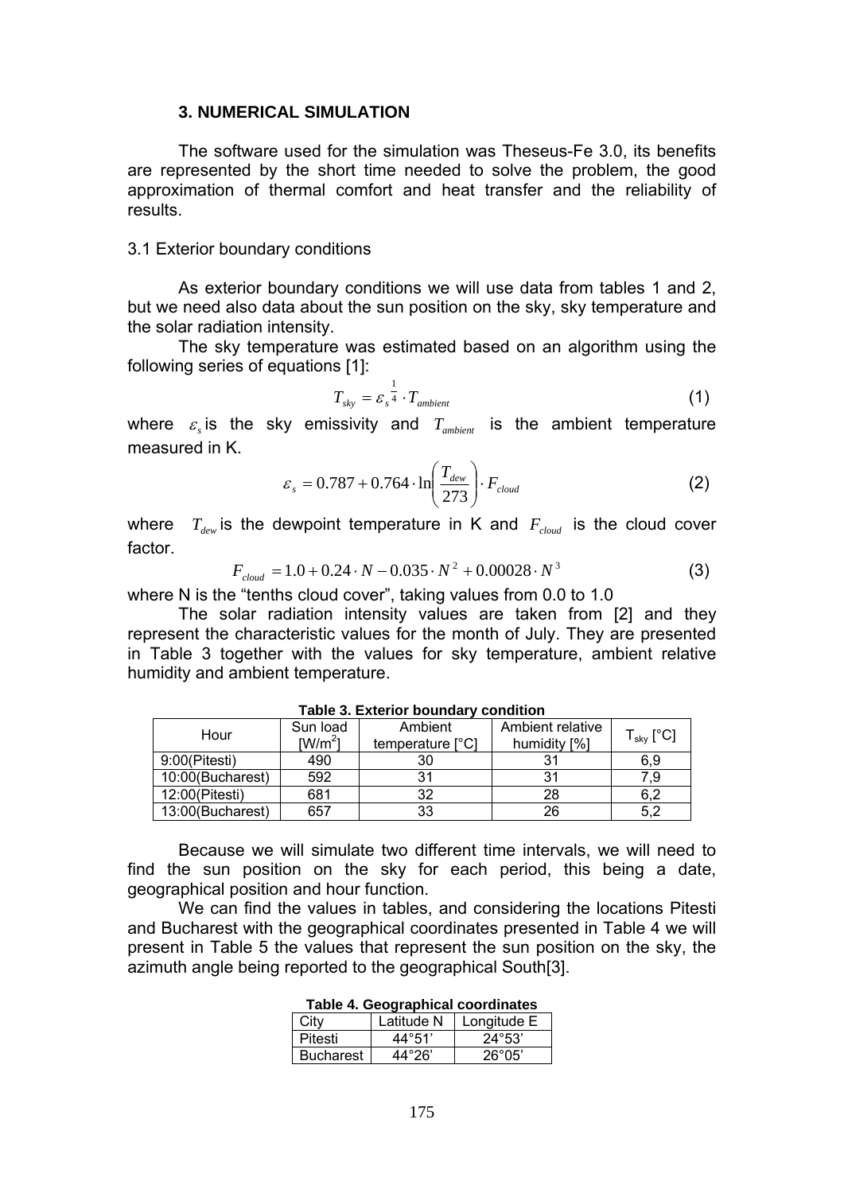### 3. NUMERICAL SIMULATION

The software used for the simulation was Theseus-Fe 3.0, its benefits are represented by the short time needed to solve the problem, the good approximation of thermal comfort and heat transfer and the reliability of results.

3.1 Exterior boundary conditions

As exterior boundary conditions we will use data from tables 1 and 2, but we need also data about the sun position on the sky, sky temperature and the solar radiation intensity.

The sky temperature was estimated based on an algorithm using the following series of equations [1]:

$$T_{sky} = \varepsilon_s^{\frac{1}{4}} \cdot T_{ambient} \tag{1}$$

where $\varepsilon_s$ is the sky emissivity and $T_{ambient}$ is the ambient temperature measured in K.

$$\varepsilon_s = 0.787 + 0.764 \cdot \ln\left(\frac{T_{dew}}{273}\right) \cdot F_{cloud} \tag{2}$$

where $T_{dew}$ is the dewpoint temperature in K and $F_{cloud}$ is the cloud cover factor.

$$F_{cloud} = 1.0 + 0.24 \cdot N - 0.035 \cdot N^2 + 0.00028 \cdot N^3 \tag{3}$$

where N is the "tenths cloud cover", taking values from 0.0 to 1.0

The solar radiation intensity values are taken from [2] and they represent the characteristic values for the month of July. They are presented in Table 3 together with the values for sky temperature, ambient relative humidity and ambient temperature.

**Table 3. Exterior boundary condition**

| Hour | Sun load [W/m$^2$] | Ambient temperature [°C] | Ambient relative humidity [%] | $T_{sky}$ [°C] |
|---|---|---|---|---|
| 9:00(Pitesti) | 490 | 30 | 31 | 6,9 |
| 10:00(Bucharest) | 592 | 31 | 31 | 7,9 |
| 12:00(Pitesti) | 681 | 32 | 28 | 6,2 |
| 13:00(Bucharest) | 657 | 33 | 26 | 5,2 |

Because we will simulate two different time intervals, we will need to find the sun position on the sky for each period, this being a date, geographical position and hour function.

We can find the values in tables, and considering the locations Pitesti and Bucharest with the geographical coordinates presented in Table 4 we will present in Table 5 the values that represent the sun position on the sky, the azimuth angle being reported to the geographical South[3].

**Table 4. Geographical coordinates**

| City | Latitude N | Longitude E |
|---|---|---|
| Pitesti | 44°51' | 24°53' |
| Bucharest | 44°26' | 26°05' |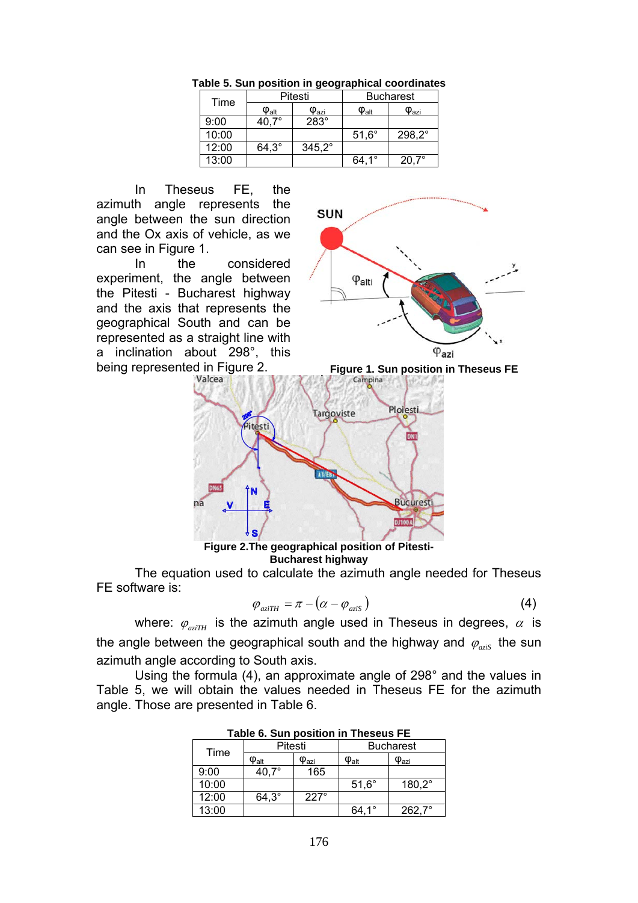**Table 5. Sun position in geographical coordinates**

| Time | Pitesti | | Bucharest | |
|---|---|---|---|---|
| | $\varphi_{alt}$ | $\varphi_{azi}$ | $\varphi_{alt}$ | $\varphi_{azi}$ |
| 9:00 | 40,7° | 283° | | |
| 10:00 | | | 51,6° | 298,2° |
| 12:00 | 64,3° | 345,2° | | |
| 13:00 | | | 64,1° | 20,7° |

In Theseus FE, the azimuth angle represents the angle between the sun direction and the Ox axis of vehicle, as we can see in Figure 1.

In the considered experiment, the angle between the Pitesti - Bucharest highway and the axis that represents the geographical South and can be represented as a straight line with a inclination about 298°, this being represented in Figure 2.

**Figure 1. Sun position in Theseus FE**

**Figure 2.The geographical position of Pitesti-Bucharest highway**

The equation used to calculate the azimuth angle needed for Theseus FE software is:

$$\varphi_{aziTH} = \pi - (\alpha - \varphi_{aziS}) \quad (4)$$

where: $\varphi_{aziTH}$ is the azimuth angle used in Theseus in degrees, $\alpha$ is the angle between the geographical south and the highway and $\varphi_{aziS}$ the sun azimuth angle according to South axis.

Using the formula (4), an approximate angle of 298° and the values in Table 5, we will obtain the values needed in Theseus FE for the azimuth angle. Those are presented in Table 6.

**Table 6. Sun position in Theseus FE**

| Time | Pitesti | | Bucharest | |
|---|---|---|---|---|
| | $\varphi_{alt}$ | $\varphi_{azi}$ | $\varphi_{alt}$ | $\varphi_{azi}$ |
| 9:00 | 40,7° | 165 | | |
| 10:00 | | | 51,6° | 180,2° |
| 12:00 | 64,3° | 227° | | |
| 13:00 | | | 64,1° | 262,7° |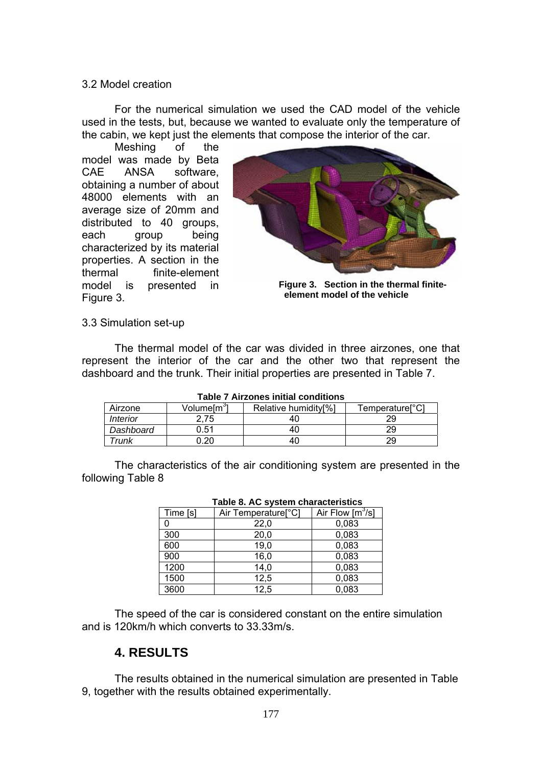3.2 Model creation

For the numerical simulation we used the CAD model of the vehicle used in the tests, but, because we wanted to evaluate only the temperature of the cabin, we kept just the elements that compose the interior of the car.

Meshing of the model was made by Beta CAE ANSA software, obtaining a number of about 48000 elements with an average size of 20mm and distributed to 40 groups, each group being characterized by its material properties. A section in the thermal finite-element model is presented in Figure 3.

**Figure 3. Section in the thermal finite-element model of the vehicle**

3.3 Simulation set-up

The thermal model of the car was divided in three airzones, one that represent the interior of the car and the other two that represent the dashboard and the trunk. Their initial properties are presented in Table 7.

**Table 7 Airzones initial conditions**

| Airzone | Volume[m$^3$] | Relative humidity[%] | Temperature[°C] |
|---|---|---|---|
| *Interior* | 2,75 | 40 | 29 |
| *Dashboard* | 0.51 | 40 | 29 |
| *Trunk* | 0.20 | 40 | 29 |

The characteristics of the air conditioning system are presented in the following Table 8

**Table 8. AC system characteristics**

| Time [s] | Air Temperature[°C] | Air Flow [m$^3$/s] |
|---|---|---|
| 0 | 22,0 | 0,083 |
| 300 | 20,0 | 0,083 |
| 600 | 19,0 | 0,083 |
| 900 | 16,0 | 0,083 |
| 1200 | 14,0 | 0,083 |
| 1500 | 12,5 | 0,083 |
| 3600 | 12,5 | 0,083 |

The speed of the car is considered constant on the entire simulation and is 120km/h which converts to 33.33m/s.

## 4. RESULTS

The results obtained in the numerical simulation are presented in Table 9, together with the results obtained experimentally.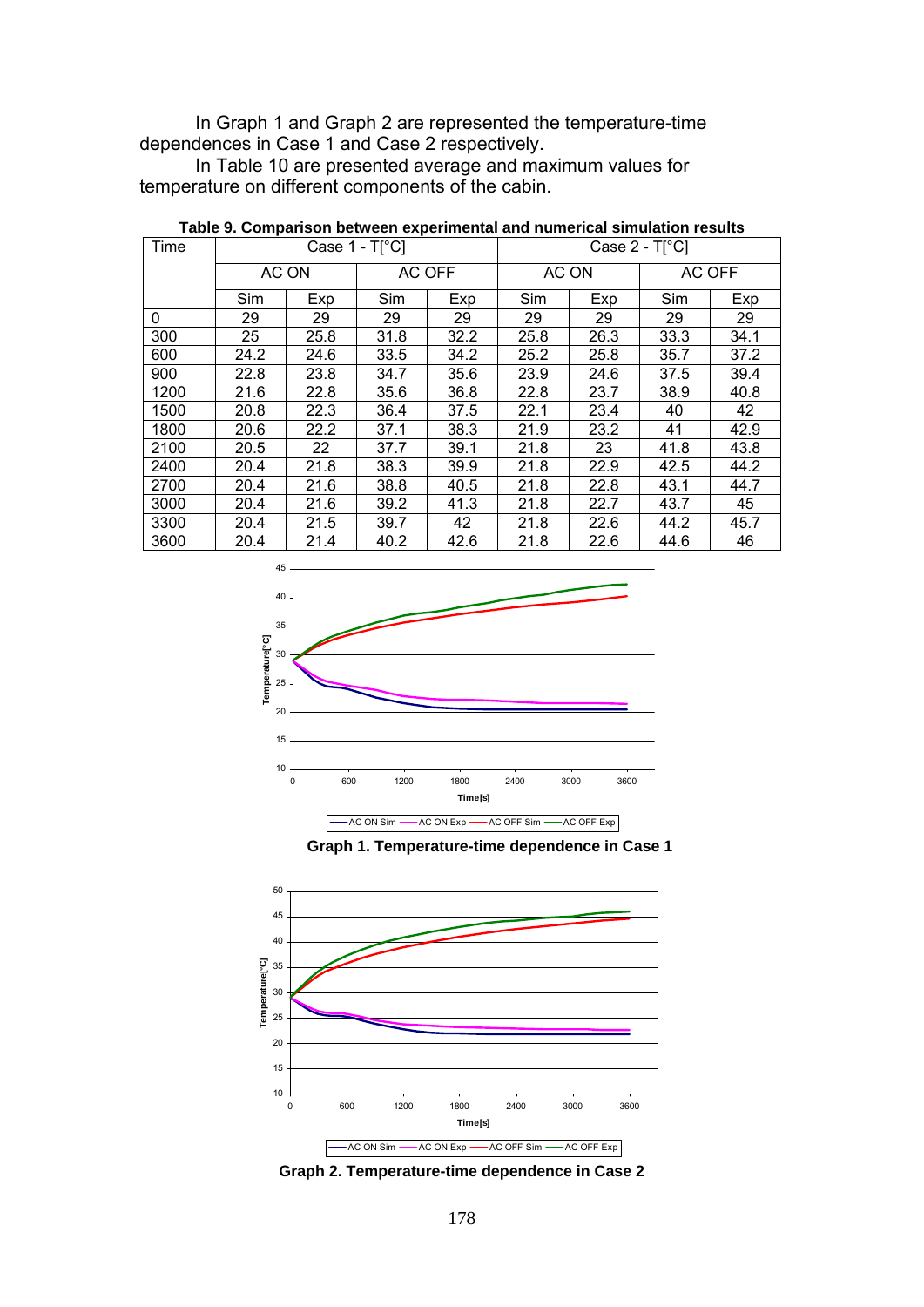In Graph 1 and Graph 2 are represented the temperature-time dependences in Case 1 and Case 2 respectively.

In Table 10 are presented average and maximum values for temperature on different components of the cabin.

**Table 9. Comparison between experimental and numerical simulation results**

| Time | Case 1 - T[°C] | | | | Case 2 - T[°C] | | | |
|---|---|---|---|---|---|---|---|---|
| | AC ON | | AC OFF | | AC ON | | AC OFF | |
| | Sim | Exp | Sim | Exp | Sim | Exp | Sim | Exp |
| 0 | 29 | 29 | 29 | 29 | 29 | 29 | 29 | 29 |
| 300 | 25 | 25.8 | 31.8 | 32.2 | 25.8 | 26.3 | 33.3 | 34.1 |
| 600 | 24.2 | 24.6 | 33.5 | 34.2 | 25.2 | 25.8 | 35.7 | 37.2 |
| 900 | 22.8 | 23.8 | 34.7 | 35.6 | 23.9 | 24.6 | 37.5 | 39.4 |
| 1200 | 21.6 | 22.8 | 35.6 | 36.8 | 22.8 | 23.7 | 38.9 | 40.8 |
| 1500 | 20.8 | 22.3 | 36.4 | 37.5 | 22.1 | 23.4 | 40 | 42 |
| 1800 | 20.6 | 22.2 | 37.1 | 38.3 | 21.9 | 23.2 | 41 | 42.9 |
| 2100 | 20.5 | 22 | 37.7 | 39.1 | 21.8 | 23 | 41.8 | 43.8 |
| 2400 | 20.4 | 21.8 | 38.3 | 39.9 | 21.8 | 22.9 | 42.5 | 44.2 |
| 2700 | 20.4 | 21.6 | 38.8 | 40.5 | 21.8 | 22.8 | 43.1 | 44.7 |
| 3000 | 20.4 | 21.6 | 39.2 | 41.3 | 21.8 | 22.7 | 43.7 | 45 |
| 3300 | 20.4 | 21.5 | 39.7 | 42 | 21.8 | 22.6 | 44.2 | 45.7 |
| 3600 | 20.4 | 21.4 | 40.2 | 42.6 | 21.8 | 22.6 | 44.6 | 46 |

**Graph 1. Temperature-time dependence in Case 1**

**Graph 2. Temperature-time dependence in Case 2**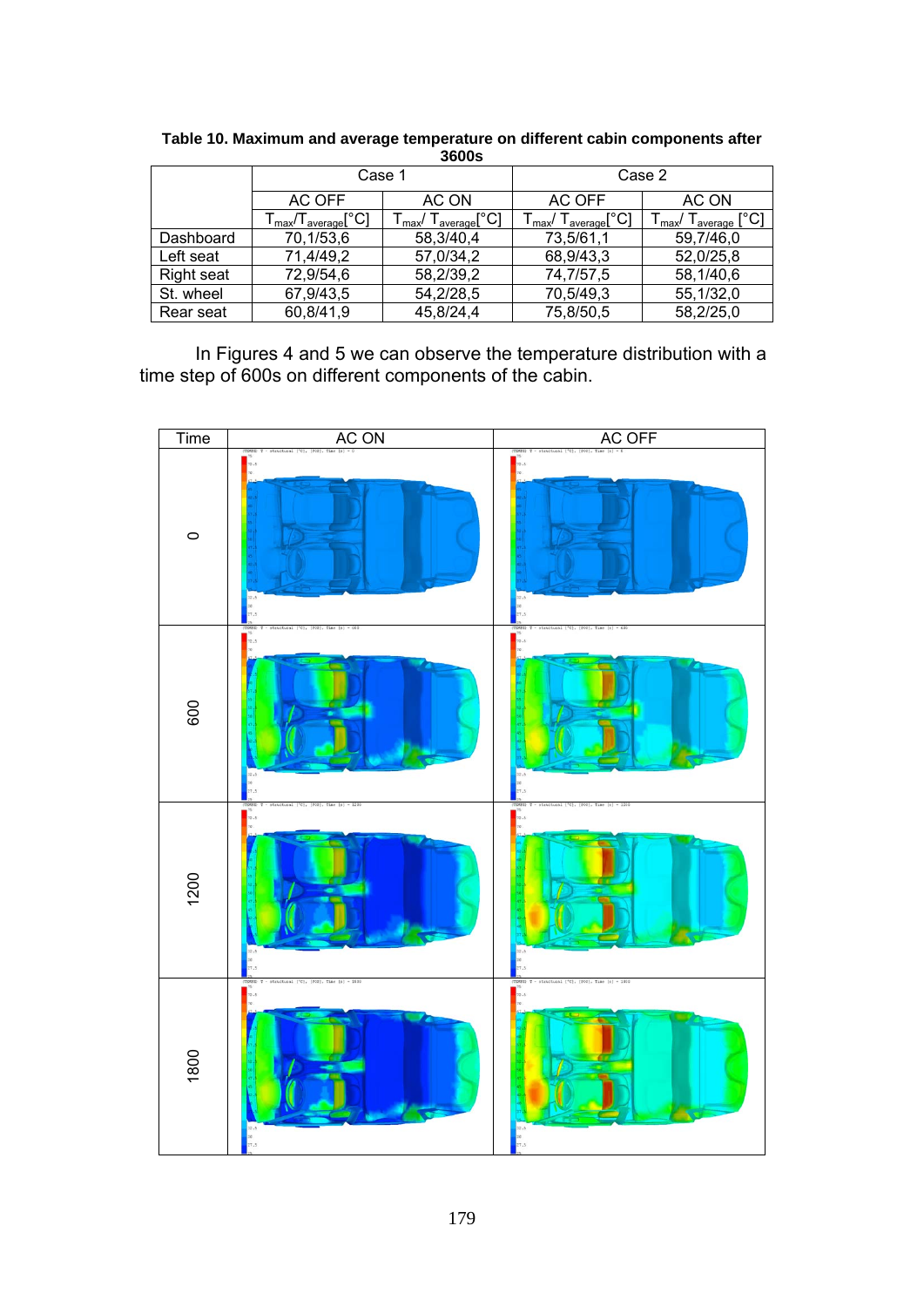**Table 10. Maximum and average temperature on different cabin components after 3600s**

| | Case 1 | | Case 2 | |
|---|---|---|---|---|
| | AC OFF | AC ON | AC OFF | AC ON |
| | $T_{max}/T_{average}$[°C] | $T_{max}/T_{average}$[°C] | $T_{max}/T_{average}$[°C] | $T_{max}/T_{average}$ [°C] |
| Dashboard | 70,1/53,6 | 58,3/40,4 | 73,5/61,1 | 59,7/46,0 |
| Left seat | 71,4/49,2 | 57,0/34,2 | 68,9/43,3 | 52,0/25,8 |
| Right seat | 72,9/54,6 | 58,2/39,2 | 74,7/57,5 | 58,1/40,6 |
| St. wheel | 67,9/43,5 | 54,2/28,5 | 70,5/49,3 | 55,1/32,0 |
| Rear seat | 60,8/41,9 | 45,8/24,4 | 75,8/50,5 | 58,2/25,0 |

In Figures 4 and 5 we can observe the temperature distribution with a time step of 600s on different components of the cabin.

| Time | AC ON | AC OFF |
|---|---|---|
| 0 | | |
| 600 | | |
| 1200 | | |
| 1800 | | |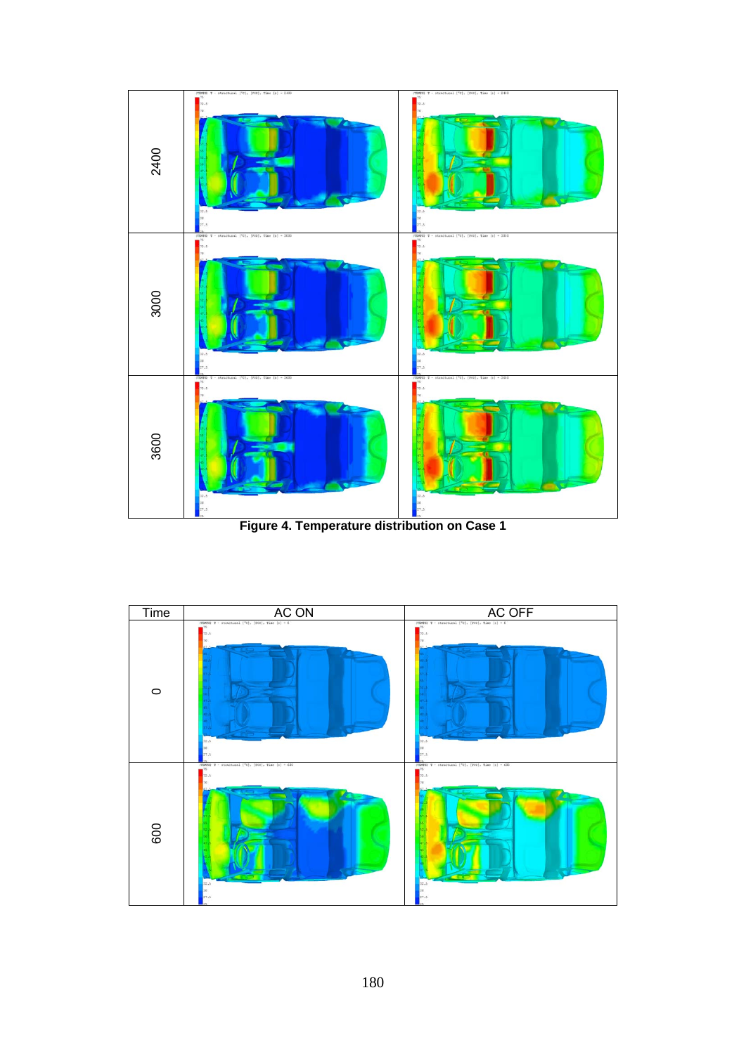| | | |
|---|---|---|
| 2400 | | |
| 3000 | | |
| 3600 | | |

**Figure 4. Temperature distribution on Case 1**

| Time | AC ON | AC OFF |
|---|---|---|
| 0 | | |
| 600 | | |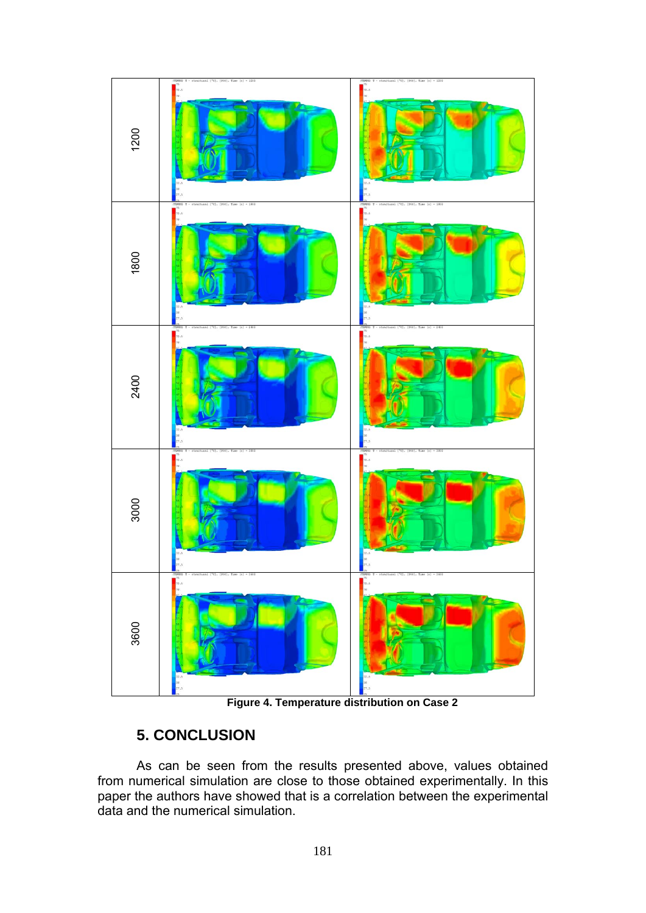| 1200 | | |
|---|---|---|
| 1800 | | |
| 2400 | | |
| 3000 | | |
| 3600 | | |

**Figure 4. Temperature distribution on Case 2**

## 5. CONCLUSION

As can be seen from the results presented above, values obtained from numerical simulation are close to those obtained experimentally. In this paper the authors have showed that is a correlation between the experimental data and the numerical simulation.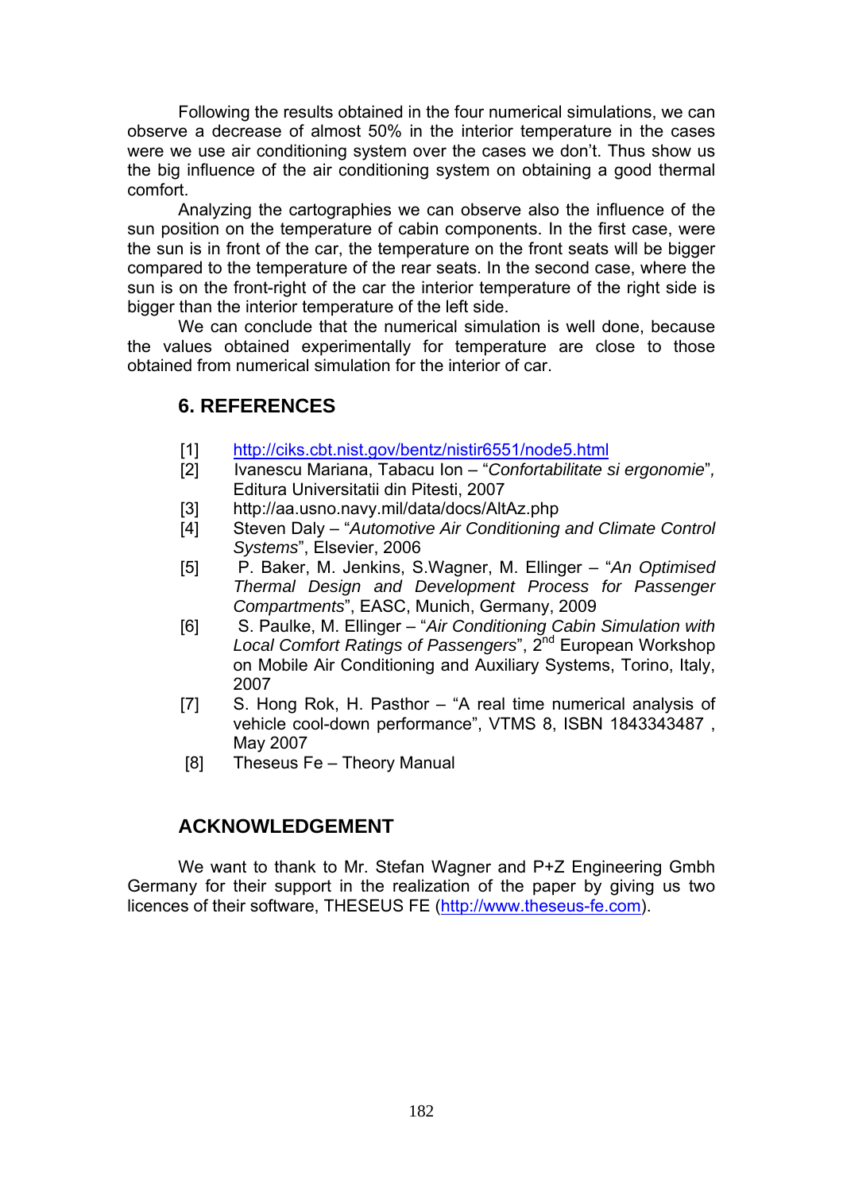Following the results obtained in the four numerical simulations, we can observe a decrease of almost 50% in the interior temperature in the cases were we use air conditioning system over the cases we don't. Thus show us the big influence of the air conditioning system on obtaining a good thermal comfort.

Analyzing the cartographies we can observe also the influence of the sun position on the temperature of cabin components. In the first case, were the sun is in front of the car, the temperature on the front seats will be bigger compared to the temperature of the rear seats. In the second case, where the sun is on the front-right of the car the interior temperature of the right side is bigger than the interior temperature of the left side.

We can conclude that the numerical simulation is well done, because the values obtained experimentally for temperature are close to those obtained from numerical simulation for the interior of car.

## 6. REFERENCES

[1] http://ciks.cbt.nist.gov/bentz/nistir6551/node5.html

[2] Ivanescu Mariana, Tabacu Ion – "*Confortabilitate si ergonomie*", Editura Universitatii din Pitesti, 2007

[3] http://aa.usno.navy.mil/data/docs/AltAz.php

[4] Steven Daly – "*Automotive Air Conditioning and Climate Control Systems*", Elsevier, 2006

[5] P. Baker, M. Jenkins, S.Wagner, M. Ellinger – "*An Optimised Thermal Design and Development Process for Passenger Compartments*", EASC, Munich, Germany, 2009

[6] S. Paulke, M. Ellinger – "*Air Conditioning Cabin Simulation with Local Comfort Ratings of Passengers*", 2nd European Workshop on Mobile Air Conditioning and Auxiliary Systems, Torino, Italy, 2007

[7] S. Hong Rok, H. Pasthor – "A real time numerical analysis of vehicle cool-down performance", VTMS 8, ISBN 1843343487 , May 2007

[8] Theseus Fe – Theory Manual

## ACKNOWLEDGEMENT

We want to thank to Mr. Stefan Wagner and P+Z Engineering Gmbh Germany for their support in the realization of the paper by giving us two licences of their software, THESEUS FE (http://www.theseus-fe.com).